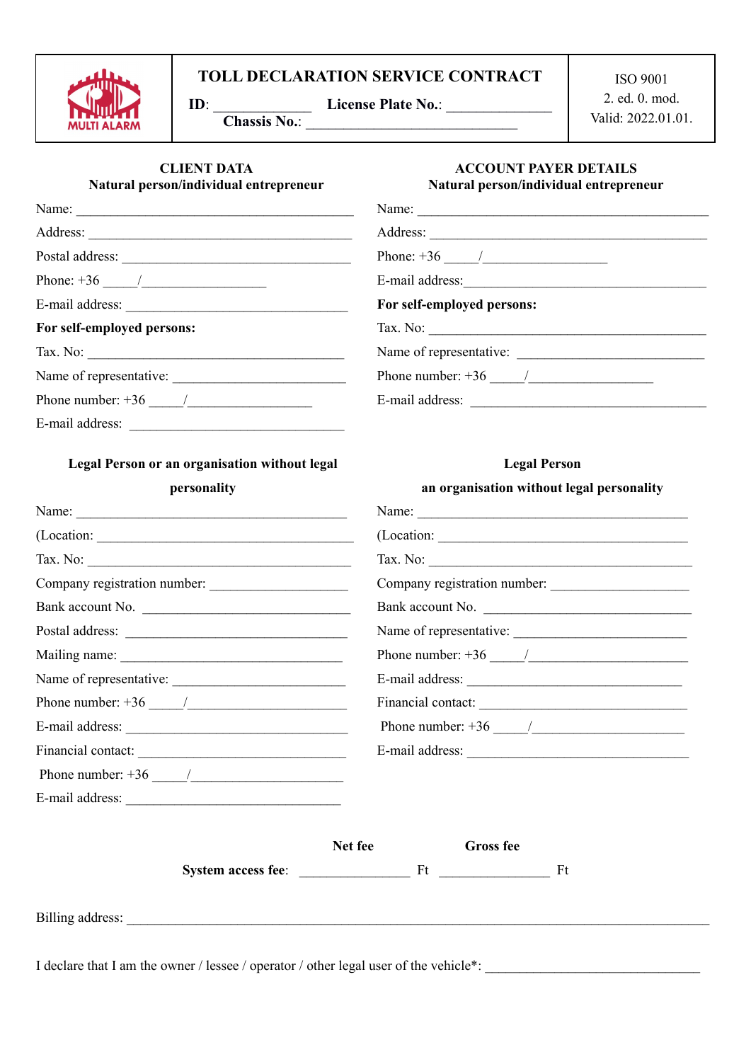| MULTI ALARM | **TOLL DECLARATION SERVICE CONTRACT**<br>**ID**: ____________ **License Plate No.**: ______________<br>**Chassis No.**: ____________________________ | ISO 9001<br>2. ed. 0. mod.<br>Valid: 2022.01.01. |
|---|---|---|

**CLIENT DATA**
**Natural person/individual entrepreneur**

Name: ________________________________________

Address: ______________________________________

Postal address: _________________________________

Phone: +36 _____/_________________

E-mail address: _________________________________

**For self-employed persons:**

Tax. No: ______________________________________

Name of representative: __________________________

Phone number: +36 _____/_________________

E-mail address: _________________________________

**ACCOUNT PAYER DETAILS**
**Natural person/individual entrepreneur**

Name: ________________________________________

Address: ______________________________________

Phone: +36 _____/_________________

E-mail address:_________________________________

**For self-employed persons:**

Tax. No: ______________________________________

Name of representative: __________________________

Phone number: +36 _____/_________________

E-mail address: _________________________________

**Legal Person or an organisation without legal personality**

Name: ________________________________________

(Location: _____________________________________

Tax. No: ______________________________________

Company registration number: ____________________

Bank account No. _______________________________

Postal address: _________________________________

Mailing name: __________________________________

Name of representative: __________________________

Phone number: +36 _____/______________________

E-mail address: _________________________________

Financial contact: _______________________________

Phone number: +36 _____/______________________

E-mail address: _________________________________

**Legal Person**
**an organisation without legal personality**

Name: ________________________________________

(Location: _____________________________________

Tax. No: ______________________________________

Company registration number: ____________________

Bank account No. _______________________________

Name of representative: __________________________

Phone number: +36 _____/______________________

E-mail address: _________________________________

Financial contact: _______________________________

Phone number: +36 _____/______________________

E-mail address: _________________________________

| | Net fee | | Gross fee | |
|---|---|---|---|---|
| **System access fee**: | _______________ | Ft | _______________ | Ft |

Billing address: ______________________________________________________________________________

I declare that I am the owner / lessee / operator / other legal user of the vehicle*: ______________________________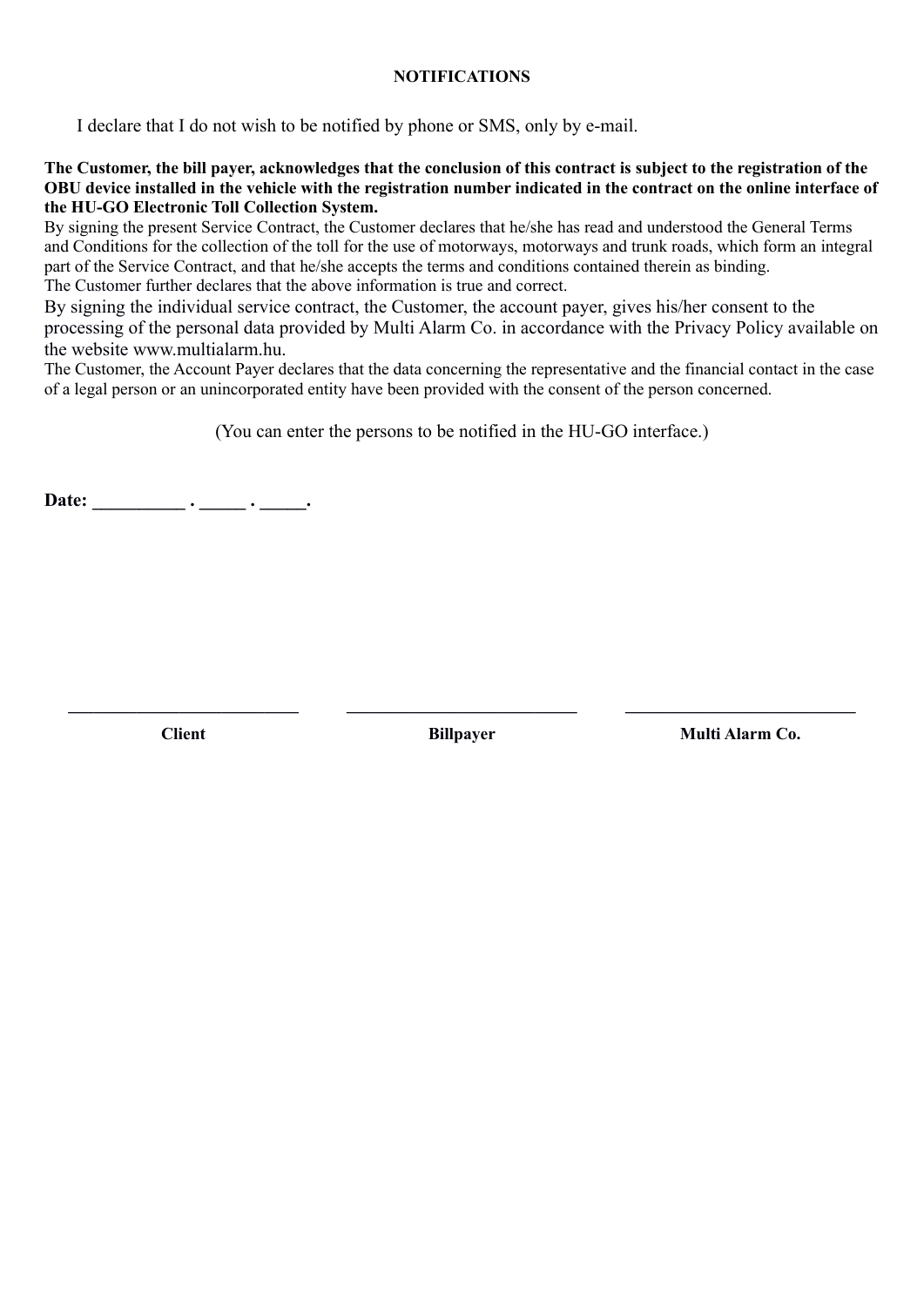**NOTIFICATIONS**

I declare that I do not wish to be notified by phone or SMS, only by e-mail.

**The Customer, the bill payer, acknowledges that the conclusion of this contract is subject to the registration of the OBU device installed in the vehicle with the registration number indicated in the contract on the online interface of the HU-GO Electronic Toll Collection System.**

By signing the present Service Contract, the Customer declares that he/she has read and understood the General Terms and Conditions for the collection of the toll for the use of motorways, motorways and trunk roads, which form an integral part of the Service Contract, and that he/she accepts the terms and conditions contained therein as binding.

The Customer further declares that the above information is true and correct.

By signing the individual service contract, the Customer, the account payer, gives his/her consent to the processing of the personal data provided by Multi Alarm Co. in accordance with the Privacy Policy available on the website www.multialarm.hu.

The Customer, the Account Payer declares that the data concerning the representative and the financial contact in the case of a legal person or an unincorporated entity have been provided with the consent of the person concerned.

(You can enter the persons to be notified in the HU-GO interface.)

**Date: __________ . _____ . _____.**

| ___________________________ | ___________________________ | ___________________________ |
| --- | --- | --- |
| **Client** | **Billpayer** | **Multi Alarm Co.** |